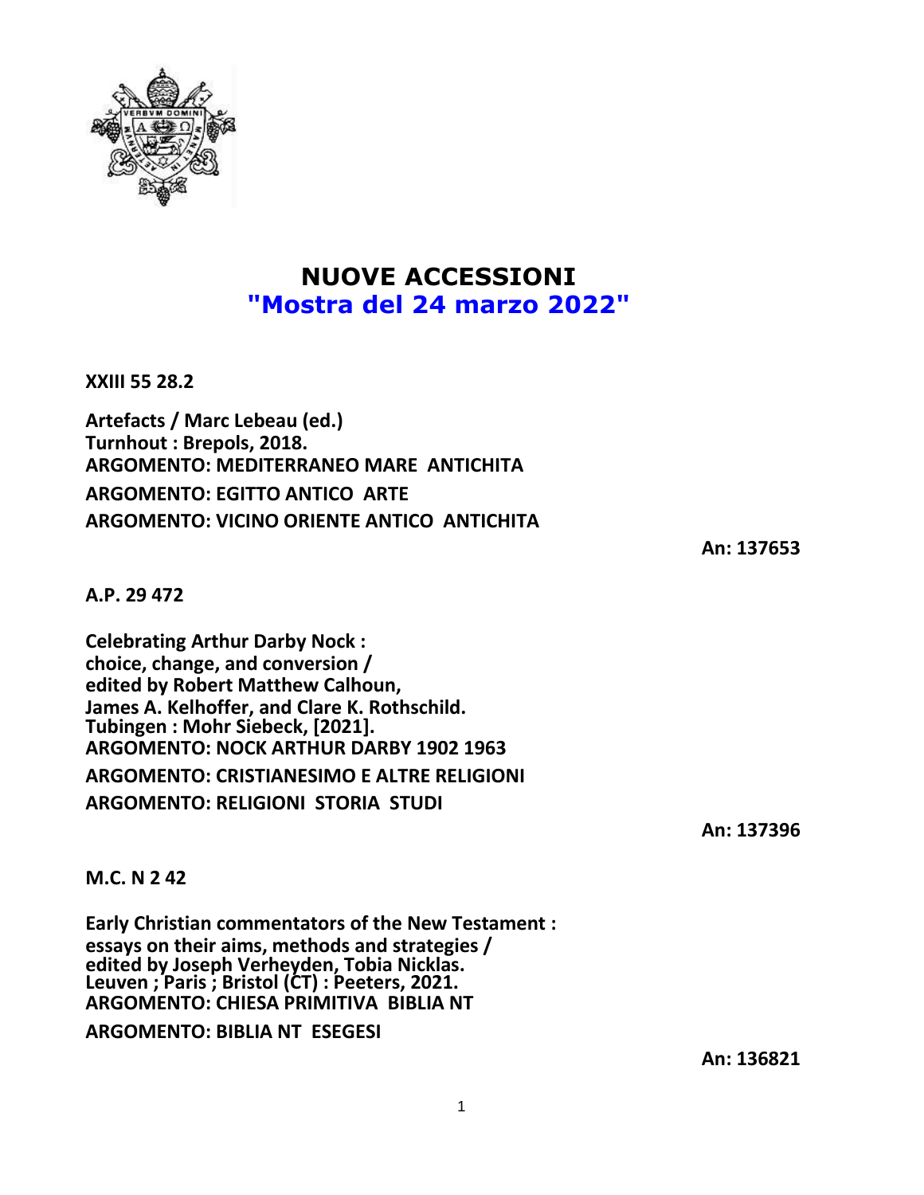# NUOVE ACCESSIONI
## "Mostra del 24 marzo 2022"

**XXIII 55 28.2**

**Artefacts / Marc Lebeau (ed.)**
**Turnhout : Brepols, 2018.**
**ARGOMENTO: MEDITERRANEO MARE ANTICHITA**
**ARGOMENTO: EGITTO ANTICO ARTE**
**ARGOMENTO: VICINO ORIENTE ANTICO ANTICHITA**

**An: 137653**

**A.P. 29 472**

**Celebrating Arthur Darby Nock :**
**choice, change, and conversion /**
**edited by Robert Matthew Calhoun,**
**James A. Kelhoffer, and Clare K. Rothschild.**
**Tubingen : Mohr Siebeck, [2021].**
**ARGOMENTO: NOCK ARTHUR DARBY 1902 1963**
**ARGOMENTO: CRISTIANESIMO E ALTRE RELIGIONI**
**ARGOMENTO: RELIGIONI STORIA STUDI**

**An: 137396**

**M.C. N 2 42**

**Early Christian commentators of the New Testament :**
**essays on their aims, methods and strategies /**
**edited by Joseph Verheyden, Tobia Nicklas.**
**Leuven ; Paris ; Bristol (CT) : Peeters, 2021.**
**ARGOMENTO: CHIESA PRIMITIVA BIBLIA NT**
**ARGOMENTO: BIBLIA NT ESEGESI**

**An: 136821**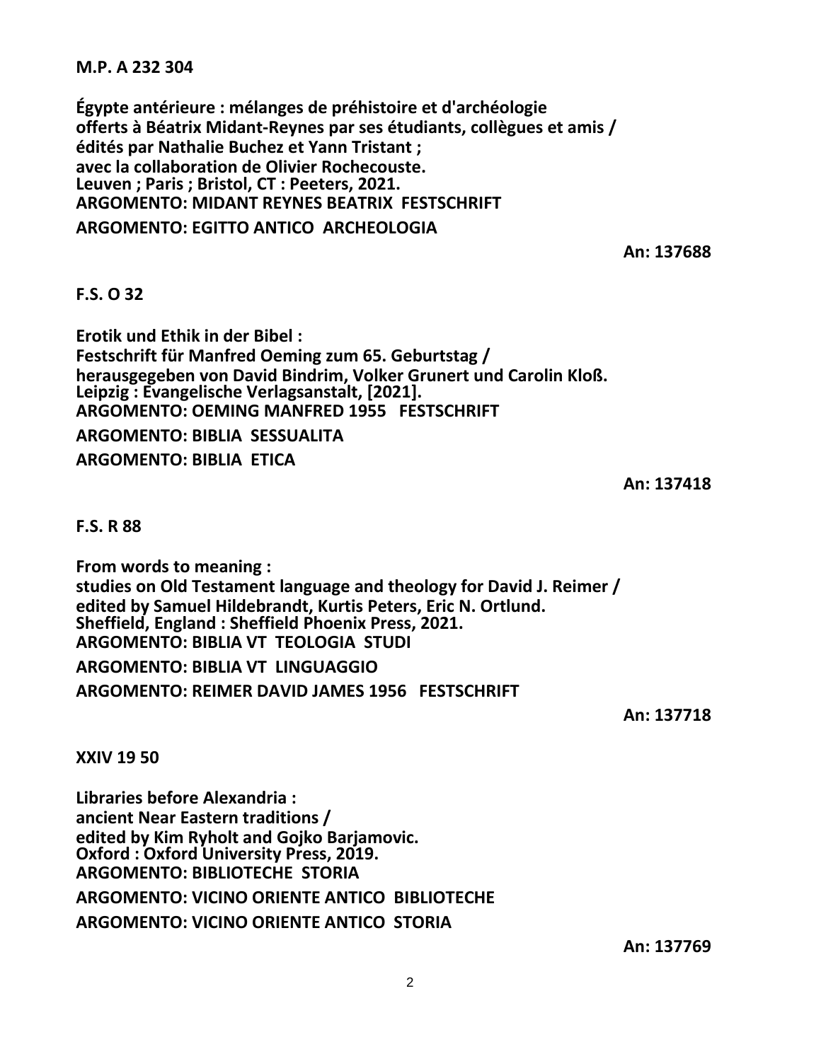**M.P. A 232 304**

**Égypte antérieure : mélanges de préhistoire et d'archéologie**
**offerts à Béatrix Midant-Reynes par ses étudiants, collègues et amis /**
**édités par Nathalie Buchez et Yann Tristant ;**
**avec la collaboration de Olivier Rochecouste.**
**Leuven ; Paris ; Bristol, CT : Peeters, 2021.**
**ARGOMENTO: MIDANT REYNES BEATRIX FESTSCHRIFT**
**ARGOMENTO: EGITTO ANTICO ARCHEOLOGIA**

**An: 137688**

**F.S. O 32**

**Erotik und Ethik in der Bibel :**
**Festschrift für Manfred Oeming zum 65. Geburtstag /**
**herausgegeben von David Bindrim, Volker Grunert und Carolin Kloß.**
**Leipzig : Evangelische Verlagsanstalt, [2021].**
**ARGOMENTO: OEMING MANFRED 1955 FESTSCHRIFT**
**ARGOMENTO: BIBLIA SESSUALITA**
**ARGOMENTO: BIBLIA ETICA**

**An: 137418**

**F.S. R 88**

**From words to meaning :**
**studies on Old Testament language and theology for David J. Reimer /**
**edited by Samuel Hildebrandt, Kurtis Peters, Eric N. Ortlund.**
**Sheffield, England : Sheffield Phoenix Press, 2021.**
**ARGOMENTO: BIBLIA VT TEOLOGIA STUDI**
**ARGOMENTO: BIBLIA VT LINGUAGGIO**
**ARGOMENTO: REIMER DAVID JAMES 1956 FESTSCHRIFT**

**An: 137718**

**XXIV 19 50**

**Libraries before Alexandria :**
**ancient Near Eastern traditions /**
**edited by Kim Ryholt and Gojko Barjamovic.**
**Oxford : Oxford University Press, 2019.**
**ARGOMENTO: BIBLIOTECHE STORIA**
**ARGOMENTO: VICINO ORIENTE ANTICO BIBLIOTECHE**
**ARGOMENTO: VICINO ORIENTE ANTICO STORIA**

**An: 137769**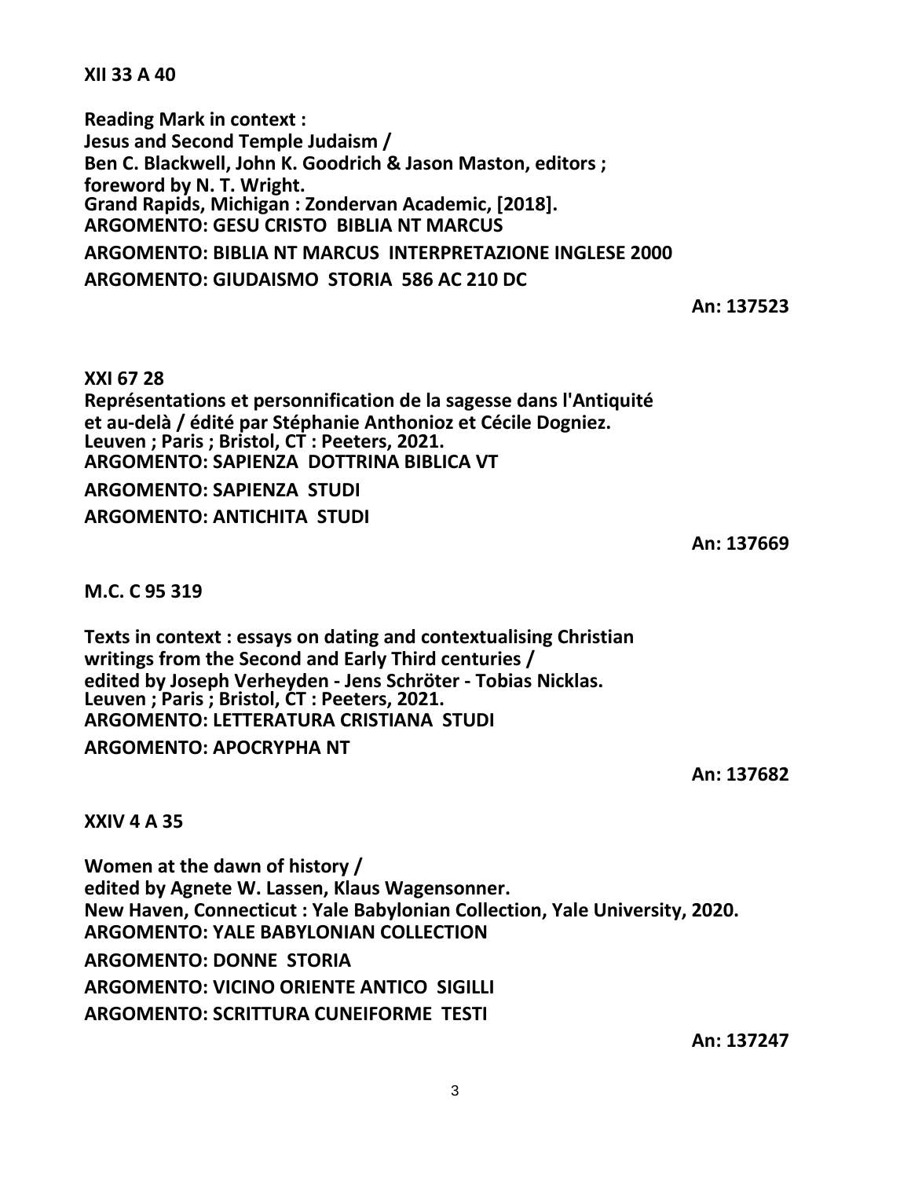**XII 33 A 40**

**Reading Mark in context :**
**Jesus and Second Temple Judaism /**
**Ben C. Blackwell, John K. Goodrich & Jason Maston, editors ;**
**foreword by N. T. Wright.**
**Grand Rapids, Michigan : Zondervan Academic, [2018].**
**ARGOMENTO: GESU CRISTO BIBLIA NT MARCUS**
**ARGOMENTO: BIBLIA NT MARCUS INTERPRETAZIONE INGLESE 2000**
**ARGOMENTO: GIUDAISMO STORIA 586 AC 210 DC**

**An: 137523**

**XXI 67 28**
**Représentations et personnification de la sagesse dans l'Antiquité**
**et au-delà / édité par Stéphanie Anthonioz et Cécile Dogniez.**
**Leuven ; Paris ; Bristol, CT : Peeters, 2021.**
**ARGOMENTO: SAPIENZA DOTTRINA BIBLICA VT**
**ARGOMENTO: SAPIENZA STUDI**
**ARGOMENTO: ANTICHITA STUDI**

**An: 137669**

**M.C. C 95 319**

**Texts in context : essays on dating and contextualising Christian**
**writings from the Second and Early Third centuries /**
**edited by Joseph Verheyden - Jens Schröter - Tobias Nicklas.**
**Leuven ; Paris ; Bristol, CT : Peeters, 2021.**
**ARGOMENTO: LETTERATURA CRISTIANA STUDI**
**ARGOMENTO: APOCRYPHA NT**

**An: 137682**

**XXIV 4 A 35**

**Women at the dawn of history /**
**edited by Agnete W. Lassen, Klaus Wagensonner.**
**New Haven, Connecticut : Yale Babylonian Collection, Yale University, 2020.**
**ARGOMENTO: YALE BABYLONIAN COLLECTION**
**ARGOMENTO: DONNE STORIA**
**ARGOMENTO: VICINO ORIENTE ANTICO SIGILLI**
**ARGOMENTO: SCRITTURA CUNEIFORME TESTI**

**An: 137247**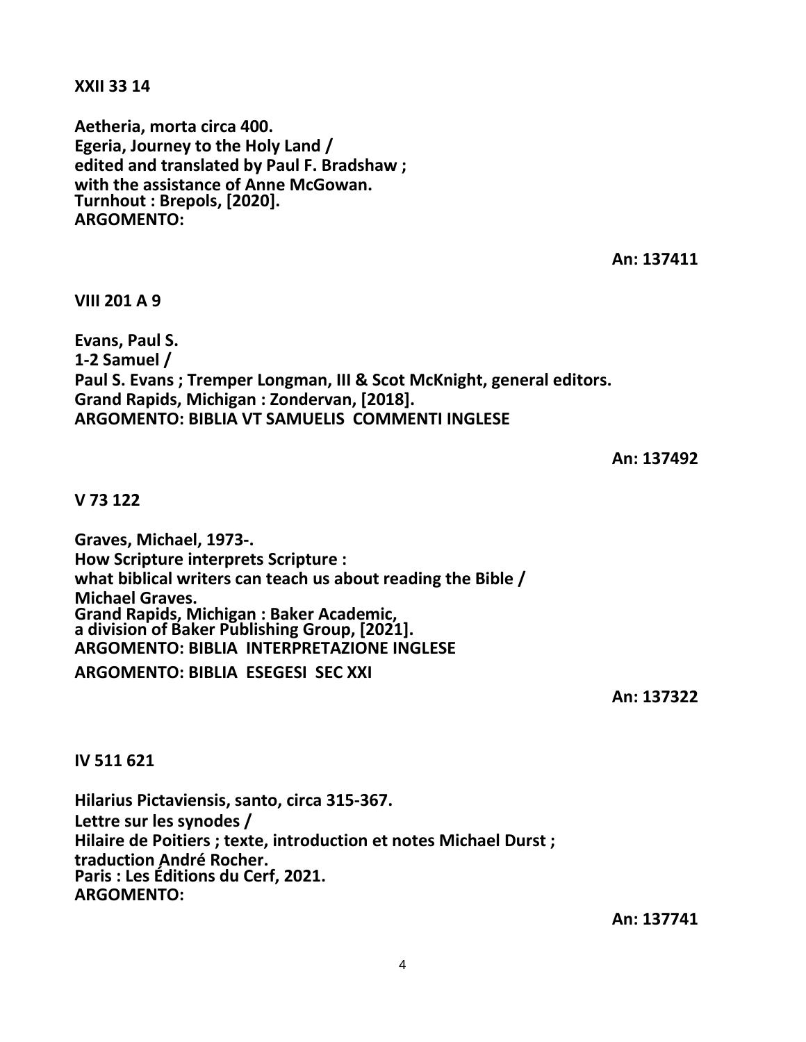**XXII 33 14**

**Aetheria, morta circa 400.**
**Egeria, Journey to the Holy Land /**
**edited and translated by Paul F. Bradshaw ;**
**with the assistance of Anne McGowan.**
**Turnhout : Brepols, [2020].**
**ARGOMENTO:**

**An: 137411**

**VIII 201 A 9**

**Evans, Paul S.**
**1-2 Samuel /**
**Paul S. Evans ; Tremper Longman, III & Scot McKnight, general editors.**
**Grand Rapids, Michigan : Zondervan, [2018].**
**ARGOMENTO: BIBLIA VT SAMUELIS COMMENTI INGLESE**

**An: 137492**

**V 73 122**

**Graves, Michael, 1973-.**
**How Scripture interprets Scripture :**
**what biblical writers can teach us about reading the Bible /**
**Michael Graves.**
**Grand Rapids, Michigan : Baker Academic,**
**a division of Baker Publishing Group, [2021].**
**ARGOMENTO: BIBLIA INTERPRETAZIONE INGLESE**
**ARGOMENTO: BIBLIA ESEGESI SEC XXI**

**An: 137322**

**IV 511 621**

**Hilarius Pictaviensis, santo, circa 315-367.**
**Lettre sur les synodes /**
**Hilaire de Poitiers ; texte, introduction et notes Michael Durst ;**
**traduction André Rocher.**
**Paris : Les Éditions du Cerf, 2021.**
**ARGOMENTO:**

**An: 137741**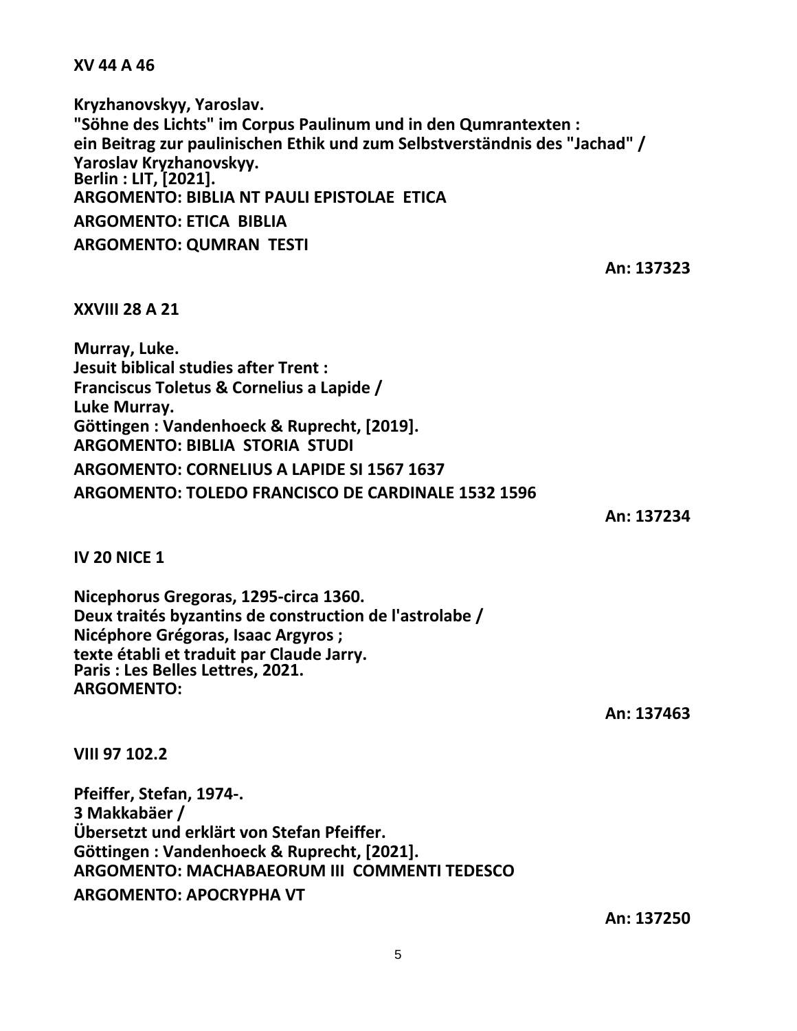**XV 44 A 46**

**Kryzhanovskyy, Yaroslav.**
**"Söhne des Lichts" im Corpus Paulinum und in den Qumrantexten :**
**ein Beitrag zur paulinischen Ethik und zum Selbstverständnis des "Jachad" /**
**Yaroslav Kryzhanovskyy.**
**Berlin : LIT, [2021].**
**ARGOMENTO: BIBLIA NT PAULI EPISTOLAE ETICA**
**ARGOMENTO: ETICA BIBLIA**
**ARGOMENTO: QUMRAN TESTI**

**An: 137323**

**XXVIII 28 A 21**

**Murray, Luke.**
**Jesuit biblical studies after Trent :**
**Franciscus Toletus & Cornelius a Lapide /**
**Luke Murray.**
**Göttingen : Vandenhoeck & Ruprecht, [2019].**
**ARGOMENTO: BIBLIA STORIA STUDI**
**ARGOMENTO: CORNELIUS A LAPIDE SI 1567 1637**
**ARGOMENTO: TOLEDO FRANCISCO DE CARDINALE 1532 1596**

**An: 137234**

**IV 20 NICE 1**

**Nicephorus Gregoras, 1295-circa 1360.**
**Deux traités byzantins de construction de l'astrolabe /**
**Nicéphore Grégoras, Isaac Argyros ;**
**texte établi et traduit par Claude Jarry.**
**Paris : Les Belles Lettres, 2021.**
**ARGOMENTO:**

**An: 137463**

**VIII 97 102.2**

**Pfeiffer, Stefan, 1974-.**
**3 Makkabäer /**
**Übersetzt und erklärt von Stefan Pfeiffer.**
**Göttingen : Vandenhoeck & Ruprecht, [2021].**
**ARGOMENTO: MACHABAEORUM III COMMENTI TEDESCO**
**ARGOMENTO: APOCRYPHA VT**

**An: 137250**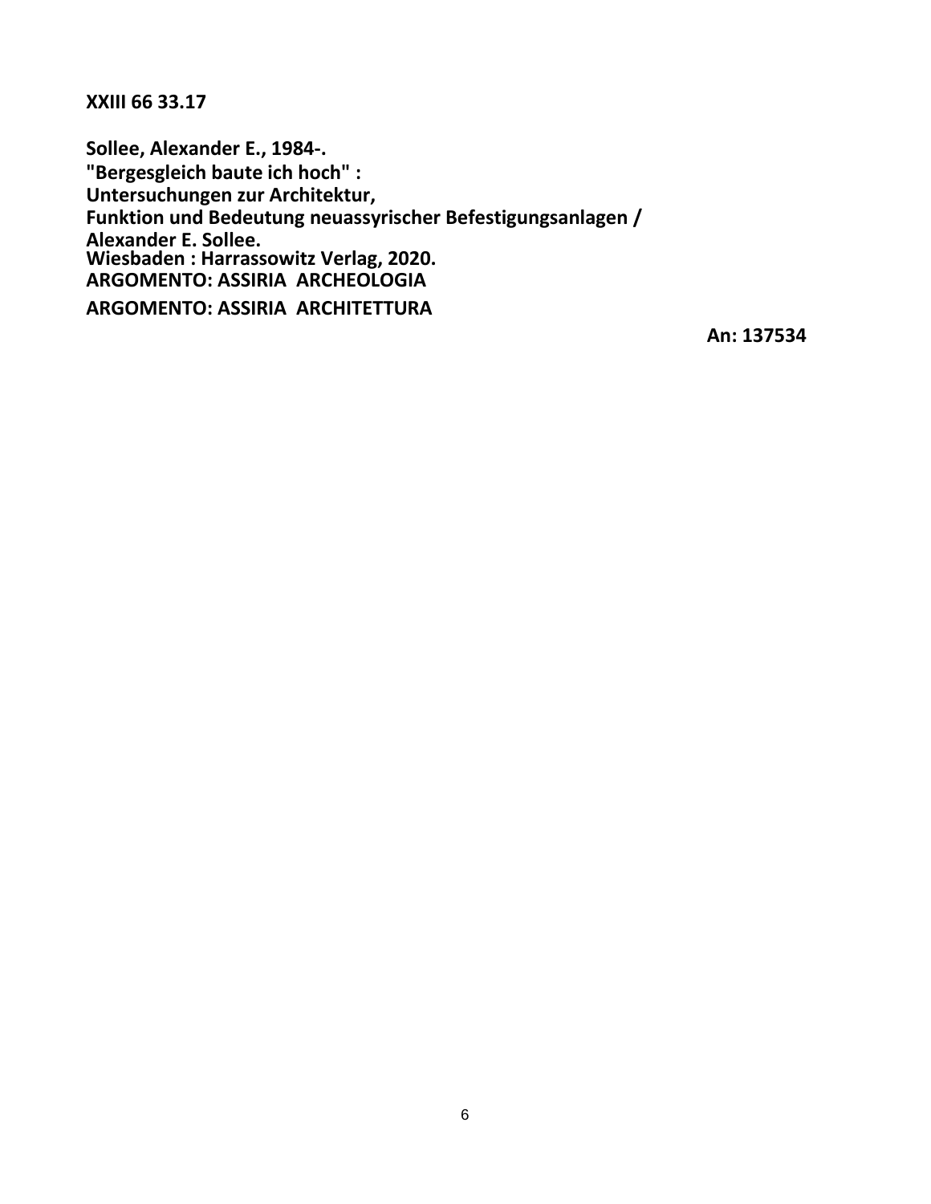**XXIII 66 33.17**

**Sollee, Alexander E., 1984-.**
**"Bergesgleich baute ich hoch" :**
**Untersuchungen zur Architektur,**
**Funktion und Bedeutung neuassyrischer Befestigungsanlagen /**
**Alexander E. Sollee.**
**Wiesbaden : Harrassowitz Verlag, 2020.**
**ARGOMENTO: ASSIRIA ARCHEOLOGIA**
**ARGOMENTO: ASSIRIA ARCHITETTURA**

**An: 137534**